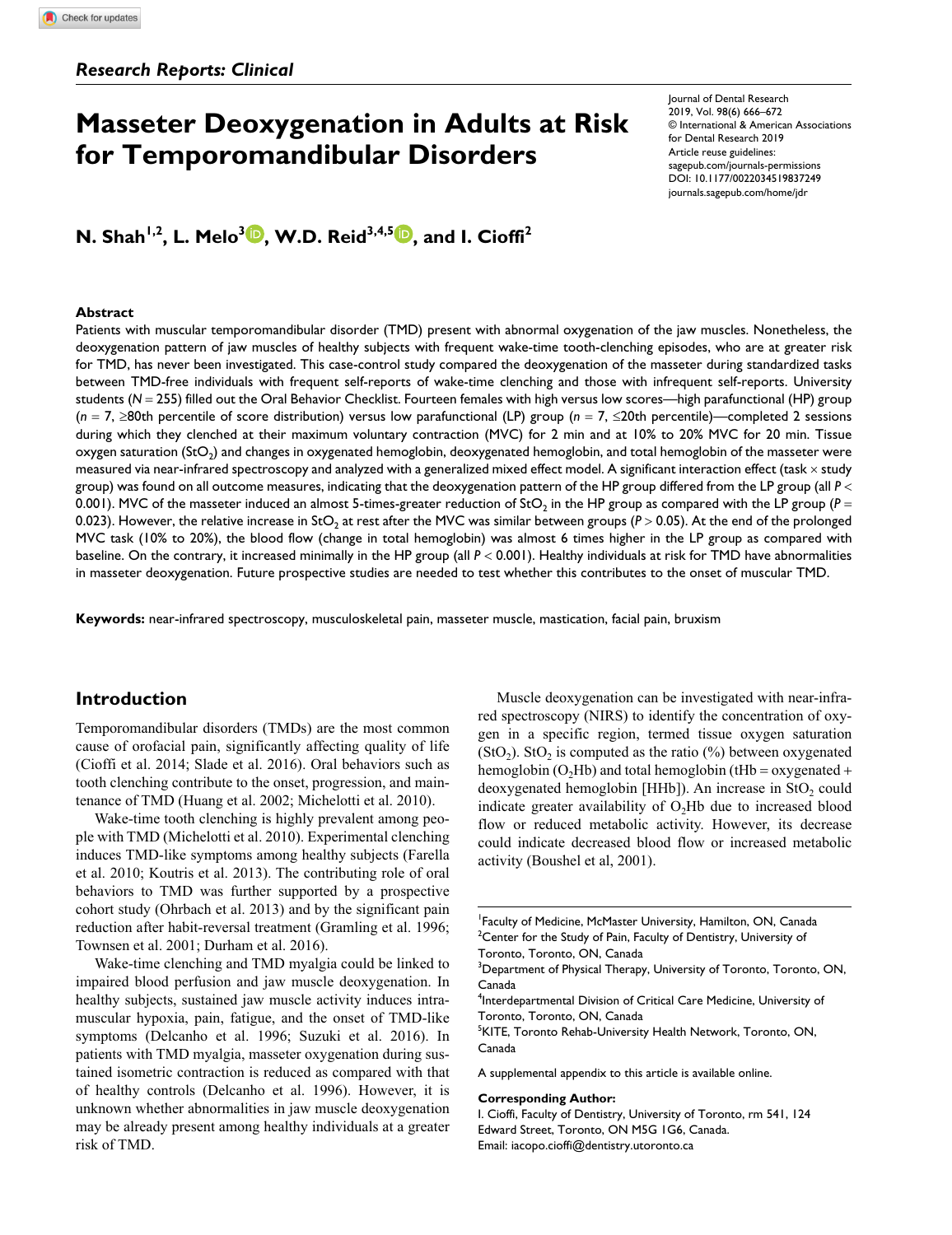*Research Reports: Clinical*

# Masseter Deoxygenation in Adults at Risk for Temporomandibular Disorders

Journal of Dental Research
2019, Vol. 98(6) 666–672
© International & American Associations for Dental Research 2019
Article reuse guidelines: sagepub.com/journals-permissions
DOI: 10.1177/0022034519837249
journals.sagepub.com/home/jdr

**N. Shah[1,2], L. Melo[3], W.D. Reid[3,4,5], and I. Cioffi[2]**

## Abstract

Patients with muscular temporomandibular disorder (TMD) present with abnormal oxygenation of the jaw muscles. Nonetheless, the deoxygenation pattern of jaw muscles of healthy subjects with frequent wake-time tooth-clenching episodes, who are at greater risk for TMD, has never been investigated. This case-control study compared the deoxygenation of the masseter during standardized tasks between TMD-free individuals with frequent self-reports of wake-time clenching and those with infrequent self-reports. University students ($N = 255$) filled out the Oral Behavior Checklist. Fourteen females with high versus low scores—high parafunctional (HP) group ($n = 7$, ≥80th percentile of score distribution) versus low parafunctional (LP) group ($n = 7$, ≤20th percentile)—completed 2 sessions during which they clenched at their maximum voluntary contraction (MVC) for 2 min and at 10% to 20% MVC for 20 min. Tissue oxygen saturation ($StO_2$) and changes in oxygenated hemoglobin, deoxygenated hemoglobin, and total hemoglobin of the masseter were measured via near-infrared spectroscopy and analyzed with a generalized mixed effect model. A significant interaction effect (task × study group) was found on all outcome measures, indicating that the deoxygenation pattern of the HP group differed from the LP group (all $P < 0.001$). MVC of the masseter induced an almost 5-times-greater reduction of $StO_2$ in the HP group as compared with the LP group ($P = 0.023$). However, the relative increase in $StO_2$ at rest after the MVC was similar between groups ($P > 0.05$). At the end of the prolonged MVC task (10% to 20%), the blood flow (change in total hemoglobin) was almost 6 times higher in the LP group as compared with baseline. On the contrary, it increased minimally in the HP group (all $P < 0.001$). Healthy individuals at risk for TMD have abnormalities in masseter deoxygenation. Future prospective studies are needed to test whether this contributes to the onset of muscular TMD.

**Keywords:** near-infrared spectroscopy, musculoskeletal pain, masseter muscle, mastication, facial pain, bruxism

## Introduction

Temporomandibular disorders (TMDs) are the most common cause of orofacial pain, significantly affecting quality of life (Cioffi et al. 2014; Slade et al. 2016). Oral behaviors such as tooth clenching contribute to the onset, progression, and maintenance of TMD (Huang et al. 2002; Michelotti et al. 2010).

Wake-time tooth clenching is highly prevalent among people with TMD (Michelotti et al. 2010). Experimental clenching induces TMD-like symptoms among healthy subjects (Farella et al. 2010; Koutris et al. 2013). The contributing role of oral behaviors to TMD was further supported by a prospective cohort study (Ohrbach et al. 2013) and by the significant pain reduction after habit-reversal treatment (Gramling et al. 1996; Townsen et al. 2001; Durham et al. 2016).

Wake-time clenching and TMD myalgia could be linked to impaired blood perfusion and jaw muscle deoxygenation. In healthy subjects, sustained jaw muscle activity induces intramuscular hypoxia, pain, fatigue, and the onset of TMD-like symptoms (Delcanho et al. 1996; Suzuki et al. 2016). In patients with TMD myalgia, masseter oxygenation during sustained isometric contraction is reduced as compared with that of healthy controls (Delcanho et al. 1996). However, it is unknown whether abnormalities in jaw muscle deoxygenation may be already present among healthy individuals at a greater risk of TMD.

Muscle deoxygenation can be investigated with near-infrared spectroscopy (NIRS) to identify the concentration of oxygen in a specific region, termed tissue oxygen saturation ($StO_2$). $StO_2$ is computed as the ratio (%) between oxygenated hemoglobin ($O_2Hb$) and total hemoglobin (tHb = oxygenated + deoxygenated hemoglobin [HHb]). An increase in $StO_2$ could indicate greater availability of $O_2Hb$ due to increased blood flow or reduced metabolic activity. However, its decrease could indicate decreased blood flow or increased metabolic activity (Boushel et al, 2001).

[1]Faculty of Medicine, McMaster University, Hamilton, ON, Canada
[2]Center for the Study of Pain, Faculty of Dentistry, University of Toronto, Toronto, ON, Canada
[3]Department of Physical Therapy, University of Toronto, Toronto, ON, Canada
[4]Interdepartmental Division of Critical Care Medicine, University of Toronto, Toronto, ON, Canada
[5]KITE, Toronto Rehab-University Health Network, Toronto, ON, Canada

A supplemental appendix to this article is available online.

**Corresponding Author:**
I. Cioffi, Faculty of Dentistry, University of Toronto, rm 541, 124 Edward Street, Toronto, ON M5G 1G6, Canada.
Email: iacopo.cioffi@dentistry.utoronto.ca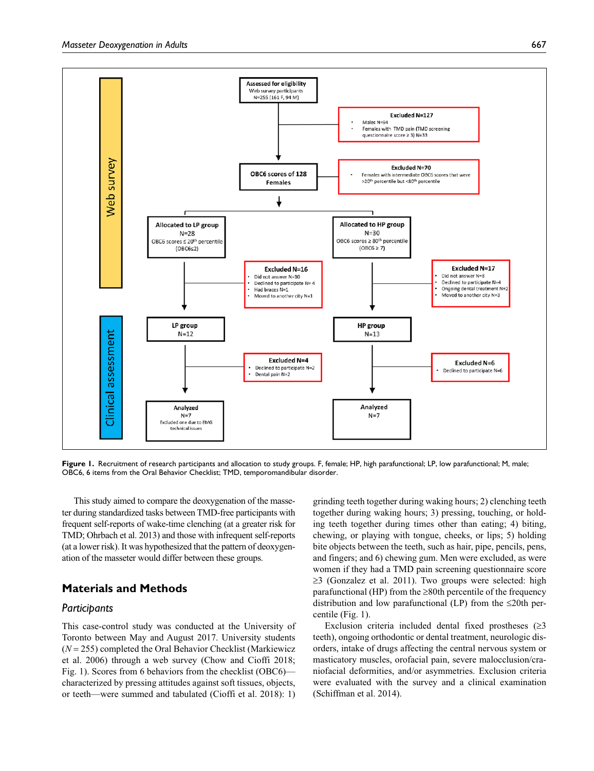Web survey

Assessed for eligibility
Web survey participants
N=255 (161 F, 94 M)

Excluded N=127
- Males N=94
- Females with TMD pain (TMD screening questionnaire score ≥ 3) N=33

OBC6 scores of 128 Females

Excluded N=70
- Females with intermediate OBC6 scores that were >20th percentile but <80th percentile

Allocated to LP group
N=28
OBC6 scores ≤ 20th percentile
(OBC6≤2)

Allocated to HP group
N=30
OBC6 scores ≥ 80th percentile
(OBC6 ≥ 7)

Excluded N=16
- Did not answer N=10
- Declined to participate N= 4
- Had braces N=1
- Moved to another city N=1

Excluded N=17
- Did not answer N=8
- Declined to participate N=4
- Ongoing dental treatment N=2
- Moved to another city N=3

Clinical assessment

LP group
N=12

HP group
N=13

Excluded N=4
- Declined to participate N=2
- Dental pain N=2

Excluded N=6
- Declined to participate N=6

Analyzed
N=7
Excluded one due to EMG technical issues

Analyzed
N=7

**Figure 1.** Recruitment of research participants and allocation to study groups. F, female; HP, high parafunctional; LP, low parafunctional; M, male; OBC6, 6 items from the Oral Behavior Checklist; TMD, temporomandibular disorder.

This study aimed to compare the deoxygenation of the masseter during standardized tasks between TMD-free participants with frequent self-reports of wake-time clenching (at a greater risk for TMD; Ohrbach et al. 2013) and those with infrequent self-reports (at a lower risk). It was hypothesized that the pattern of deoxygenation of the masseter would differ between these groups.

## Materials and Methods

### *Participants*

This case-control study was conducted at the University of Toronto between May and August 2017. University students ($N = 255$) completed the Oral Behavior Checklist (Markiewicz et al. 2006) through a web survey (Chow and Cioffi 2018; Fig. 1). Scores from 6 behaviors from the checklist (OBC6)—characterized by pressing attitudes against soft tissues, objects, or teeth—were summed and tabulated (Cioffi et al. 2018): 1) grinding teeth together during waking hours; 2) clenching teeth together during waking hours; 3) pressing, touching, or holding teeth together during times other than eating; 4) biting, chewing, or playing with tongue, cheeks, or lips; 5) holding bite objects between the teeth, such as hair, pipe, pencils, pens, and fingers; and 6) chewing gum. Men were excluded, as were women if they had a TMD pain screening questionnaire score ≥3 (Gonzalez et al. 2011). Two groups were selected: high parafunctional (HP) from the ≥80th percentile of the frequency distribution and low parafunctional (LP) from the ≤20th percentile (Fig. 1).

Exclusion criteria included dental fixed prostheses (≥3 teeth), ongoing orthodontic or dental treatment, neurologic disorders, intake of drugs affecting the central nervous system or masticatory muscles, orofacial pain, severe malocclusion/craniofacial deformities, and/or asymmetries. Exclusion criteria were evaluated with the survey and a clinical examination (Schiffman et al. 2014).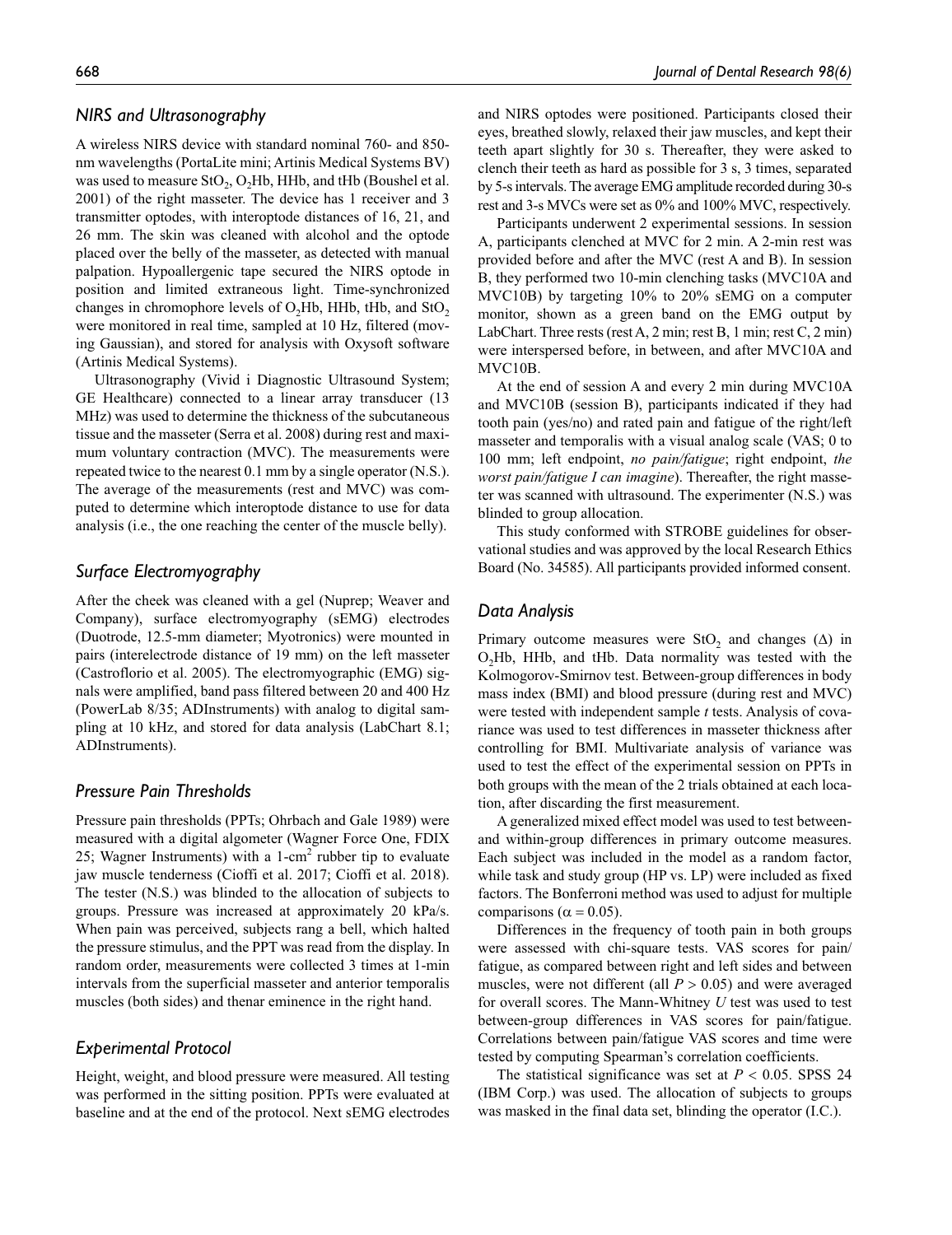### NIRS and Ultrasonography

A wireless NIRS device with standard nominal 760- and 850-nm wavelengths (PortaLite mini; Artinis Medical Systems BV) was used to measure $StO_2$, $O_2Hb$, HHb, and tHb (Boushel et al. 2001) of the right masseter. The device has 1 receiver and 3 transmitter optodes, with interoptode distances of 16, 21, and 26 mm. The skin was cleaned with alcohol and the optode placed over the belly of the masseter, as detected with manual palpation. Hypoallergenic tape secured the NIRS optode in position and limited extraneous light. Time-synchronized changes in chromophore levels of $O_2Hb$, HHb, tHb, and $StO_2$ were monitored in real time, sampled at 10 Hz, filtered (moving Gaussian), and stored for analysis with Oxysoft software (Artinis Medical Systems).

Ultrasonography (Vivid i Diagnostic Ultrasound System; GE Healthcare) connected to a linear array transducer (13 MHz) was used to determine the thickness of the subcutaneous tissue and the masseter (Serra et al. 2008) during rest and maximum voluntary contraction (MVC). The measurements were repeated twice to the nearest 0.1 mm by a single operator (N.S.). The average of the measurements (rest and MVC) was computed to determine which interoptode distance to use for data analysis (i.e., the one reaching the center of the muscle belly).

### Surface Electromyography

After the cheek was cleaned with a gel (Nuprep; Weaver and Company), surface electromyography (sEMG) electrodes (Duotrode, 12.5-mm diameter; Myotronics) were mounted in pairs (interelectrode distance of 19 mm) on the left masseter (Castroflorio et al. 2005). The electromyographic (EMG) signals were amplified, band pass filtered between 20 and 400 Hz (PowerLab 8/35; ADInstruments) with analog to digital sampling at 10 kHz, and stored for data analysis (LabChart 8.1; ADInstruments).

### Pressure Pain Thresholds

Pressure pain thresholds (PPTs; Ohrbach and Gale 1989) were measured with a digital algometer (Wagner Force One, FDIX 25; Wagner Instruments) with a 1-$cm^2$ rubber tip to evaluate jaw muscle tenderness (Cioffi et al. 2017; Cioffi et al. 2018). The tester (N.S.) was blinded to the allocation of subjects to groups. Pressure was increased at approximately 20 kPa/s. When pain was perceived, subjects rang a bell, which halted the pressure stimulus, and the PPT was read from the display. In random order, measurements were collected 3 times at 1-min intervals from the superficial masseter and anterior temporalis muscles (both sides) and thenar eminence in the right hand.

### Experimental Protocol

Height, weight, and blood pressure were measured. All testing was performed in the sitting position. PPTs were evaluated at baseline and at the end of the protocol. Next sEMG electrodes and NIRS optodes were positioned. Participants closed their eyes, breathed slowly, relaxed their jaw muscles, and kept their teeth apart slightly for 30 s. Thereafter, they were asked to clench their teeth as hard as possible for 3 s, 3 times, separated by 5-s intervals. The average EMG amplitude recorded during 30-s rest and 3-s MVCs were set as 0% and 100% MVC, respectively.

Participants underwent 2 experimental sessions. In session A, participants clenched at MVC for 2 min. A 2-min rest was provided before and after the MVC (rest A and B). In session B, they performed two 10-min clenching tasks (MVC10A and MVC10B) by targeting 10% to 20% sEMG on a computer monitor, shown as a green band on the EMG output by LabChart. Three rests (rest A, 2 min; rest B, 1 min; rest C, 2 min) were interspersed before, in between, and after MVC10A and MVC10B.

At the end of session A and every 2 min during MVC10A and MVC10B (session B), participants indicated if they had tooth pain (yes/no) and rated pain and fatigue of the right/left masseter and temporalis with a visual analog scale (VAS; 0 to 100 mm; left endpoint, *no pain/fatigue*; right endpoint, *the worst pain/fatigue I can imagine*). Thereafter, the right masseter was scanned with ultrasound. The experimenter (N.S.) was blinded to group allocation.

This study conformed with STROBE guidelines for observational studies and was approved by the local Research Ethics Board (No. 34585). All participants provided informed consent.

### Data Analysis

Primary outcome measures were $StO_2$ and changes ($\Delta$) in $O_2Hb$, HHb, and tHb. Data normality was tested with the Kolmogorov-Smirnov test. Between-group differences in body mass index (BMI) and blood pressure (during rest and MVC) were tested with independent sample *t* tests. Analysis of covariance was used to test differences in masseter thickness after controlling for BMI. Multivariate analysis of variance was used to test the effect of the experimental session on PPTs in both groups with the mean of the 2 trials obtained at each location, after discarding the first measurement.

A generalized mixed effect model was used to test between- and within-group differences in primary outcome measures. Each subject was included in the model as a random factor, while task and study group (HP vs. LP) were included as fixed factors. The Bonferroni method was used to adjust for multiple comparisons ($\alpha = 0.05$).

Differences in the frequency of tooth pain in both groups were assessed with chi-square tests. VAS scores for pain/fatigue, as compared between right and left sides and between muscles, were not different (all $P > 0.05$) and were averaged for overall scores. The Mann-Whitney *U* test was used to test between-group differences in VAS scores for pain/fatigue. Correlations between pain/fatigue VAS scores and time were tested by computing Spearman's correlation coefficients.

The statistical significance was set at $P < 0.05$. SPSS 24 (IBM Corp.) was used. The allocation of subjects to groups was masked in the final data set, blinding the operator (I.C.).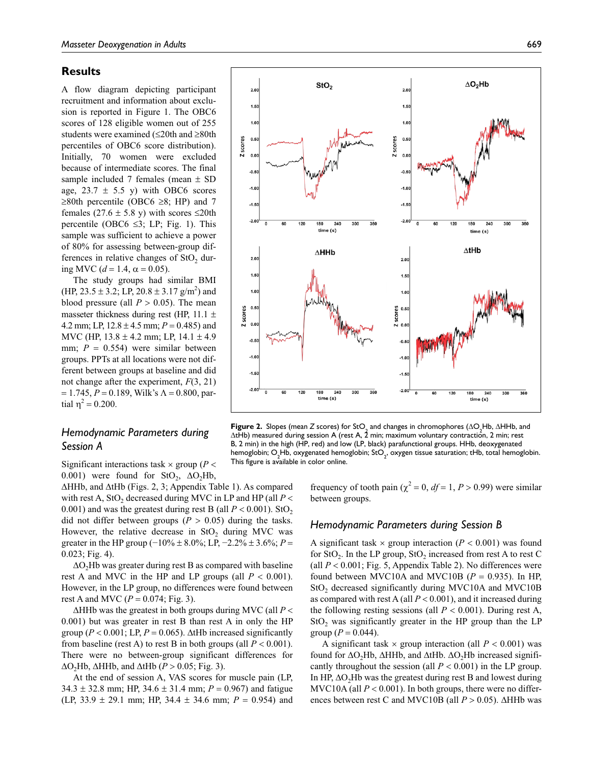## Results

A flow diagram depicting participant recruitment and information about exclusion is reported in Figure 1. The OBC6 scores of 128 eligible women out of 255 students were examined (≤20th and ≥80th percentiles of OBC6 score distribution). Initially, 70 women were excluded because of intermediate scores. The final sample included 7 females (mean ± SD age, 23.7 ± 5.5 y) with OBC6 scores ≥80th percentile (OBC6 ≥8; HP) and 7 females (27.6 ± 5.8 y) with scores ≤20th percentile (OBC6 ≤3; LP; Fig. 1). This sample was sufficient to achieve a power of 80% for assessing between-group differences in relative changes of $StO_2$ during MVC ($d = 1.4$, $\alpha = 0.05$).

The study groups had similar BMI (HP, 23.5 ± 3.2; LP, 20.8 ± 3.17 g/m$^2$) and blood pressure (all $P > 0.05$). The mean masseter thickness during rest (HP, 11.1 ± 4.2 mm; LP, 12.8 ± 4.5 mm; $P = 0.485$) and MVC (HP, 13.8 ± 4.2 mm; LP, 14.1 ± 4.9 mm; $P = 0.554$) were similar between groups. PPTs at all locations were not different between groups at baseline and did not change after the experiment, $F(3, 21) = 1.745$, $P = 0.189$, Wilk's $\Lambda = 0.800$, partial $\eta^2 = 0.200$.

**Figure 2.** Slopes (mean *Z* scores) for $StO_2$ and changes in chromophores ($\Delta O_2Hb$, $\Delta HHb$, and $\Delta tHb$) measured during session A (rest A, 2 min; maximum voluntary contraction, 2 min; rest B, 2 min) in the high (HP, red) and low (LP, black) parafunctional groups. HHb, deoxygenated hemoglobin; $O_2Hb$, oxygenated hemoglobin; $StO_2$, oxygen tissue saturation; tHb, total hemoglobin. This figure is available in color online.

### Hemodynamic Parameters during Session A

Significant interactions task × group ($P < 0.001$) were found for $StO_2$, $\Delta O_2Hb$, $\Delta HHb$, and $\Delta tHb$ (Figs. 2, 3; Appendix Table 1). As compared with rest A, $StO_2$ decreased during MVC in LP and HP (all $P < 0.001$) and was the greatest during rest B (all $P < 0.001$). $StO_2$ did not differ between groups ($P > 0.05$) during the tasks. However, the relative decrease in $StO_2$ during MVC was greater in the HP group (−10% ± 8.0%; LP, −2.2% ± 3.6%; $P = 0.023$; Fig. 4).

$\Delta O_2Hb$ was greater during rest B as compared with baseline rest A and MVC in the HP and LP groups (all $P < 0.001$). However, in the LP group, no differences were found between rest A and MVC ($P = 0.074$; Fig. 3).

$\Delta HHb$ was the greatest in both groups during MVC (all $P < 0.001$) but was greater in rest B than rest A in only the HP group ($P < 0.001$; LP, $P = 0.065$). $\Delta tHb$ increased significantly from baseline (rest A) to rest B in both groups (all $P < 0.001$). There were no between-group significant differences for $\Delta O_2Hb$, $\Delta HHb$, and $\Delta tHb$ ($P > 0.05$; Fig. 3).

At the end of session A, VAS scores for muscle pain (LP, 34.3 ± 32.8 mm; HP, 34.6 ± 31.4 mm; $P = 0.967$) and fatigue (LP, 33.9 ± 29.1 mm; HP, 34.4 ± 34.6 mm; $P = 0.954$) and frequency of tooth pain ($\chi^2 = 0$, $df = 1$, $P > 0.99$) were similar between groups.

### Hemodynamic Parameters during Session B

A significant task × group interaction ($P < 0.001$) was found for $StO_2$. In the LP group, $StO_2$ increased from rest A to rest C (all $P < 0.001$; Fig. 5, Appendix Table 2). No differences were found between MVC10A and MVC10B ($P = 0.935$). In HP, $StO_2$ decreased significantly during MVC10A and MVC10B as compared with rest A (all $P < 0.001$), and it increased during the following resting sessions (all $P < 0.001$). During rest A, $StO_2$ was significantly greater in the HP group than the LP group ($P = 0.044$).

A significant task × group interaction (all $P < 0.001$) was found for $\Delta O_2Hb$, $\Delta HHb$, and $\Delta tHb$. $\Delta O_2Hb$ increased significantly throughout the session (all $P < 0.001$) in the LP group. In HP, $\Delta O_2Hb$ was the greatest during rest B and lowest during MVC10A (all $P < 0.001$). In both groups, there were no differences between rest C and MVC10B (all $P > 0.05$). $\Delta HHb$ was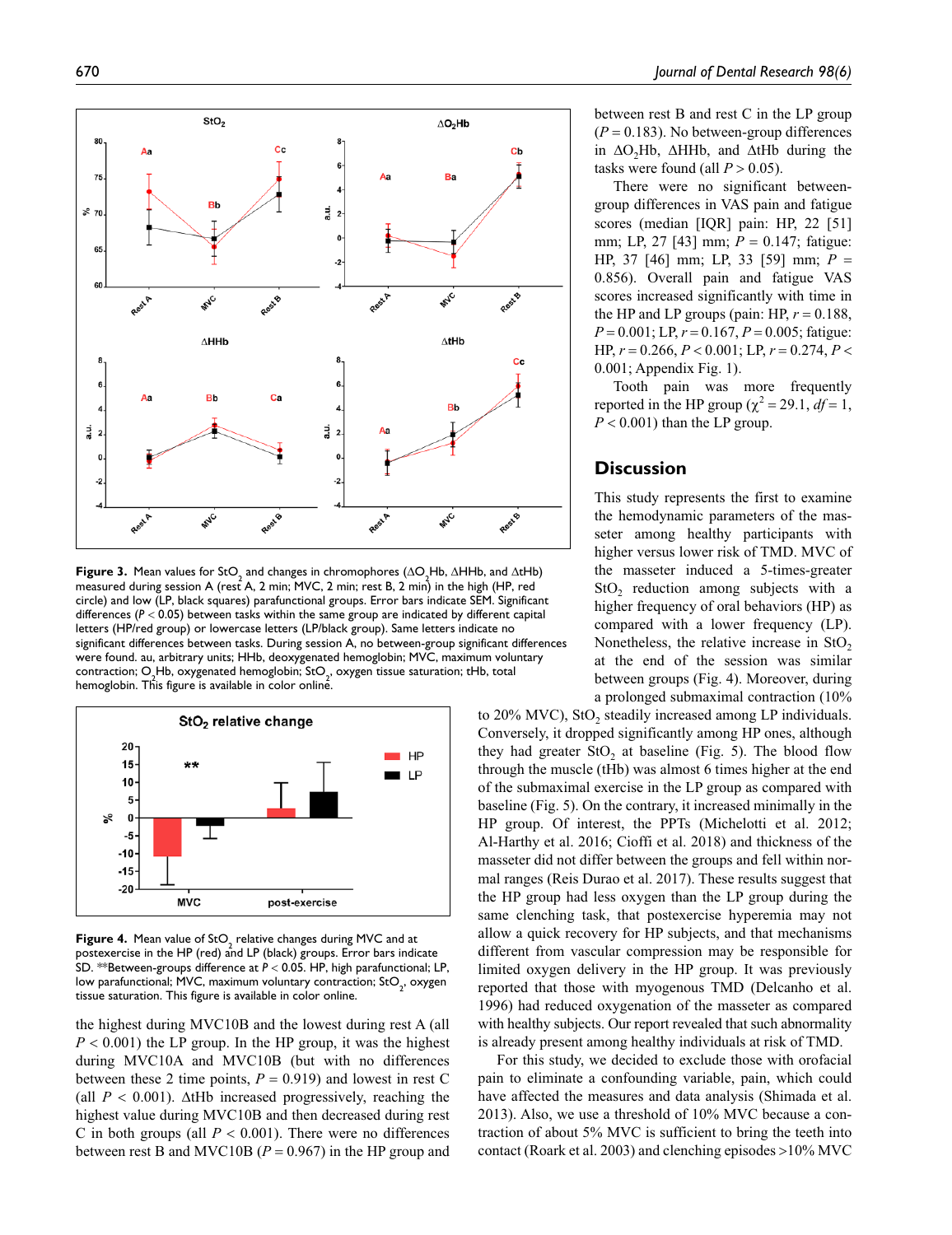Figure 3. Mean values for $StO_2$ and changes in chromophores ($\Delta O_2Hb$, $\Delta HHb$, and $\Delta tHb$) measured during session A (rest A, 2 min; MVC, 2 min; rest B, 2 min) in the high (HP, red circle) and low (LP, black squares) parafunctional groups. Error bars indicate SEM. Significant differences ($P < 0.05$) between tasks within the same group are indicated by different capital letters (HP/red group) or lowercase letters (LP/black group). Same letters indicate no significant differences between tasks. During session A, no between-group significant differences were found. au, arbitrary units; HHb, deoxygenated hemoglobin; MVC, maximum voluntary contraction; $O_2Hb$, oxygenated hemoglobin; $StO_2$, oxygen tissue saturation; tHb, total hemoglobin. This figure is available in color online.

Figure 4. Mean value of $StO_2$ relative changes during MVC and at postexercise in the HP (red) and LP (black) groups. Error bars indicate SD. **Between-groups difference at $P < 0.05$. HP, high parafunctional; LP, low parafunctional; MVC, maximum voluntary contraction; $StO_2$, oxygen tissue saturation. This figure is available in color online.

the highest during MVC10B and the lowest during rest A (all $P < 0.001$) the LP group. In the HP group, it was the highest during MVC10A and MVC10B (but with no differences between these 2 time points, $P = 0.919$) and lowest in rest C (all $P < 0.001$). $\Delta tHb$ increased progressively, reaching the highest value during MVC10B and then decreased during rest C in both groups (all $P < 0.001$). There were no differences between rest B and MVC10B ($P = 0.967$) in the HP group and between rest B and rest C in the LP group ($P = 0.183$). No between-group differences in $\Delta O_2Hb$, $\Delta HHb$, and $\Delta tHb$ during the tasks were found (all $P > 0.05$).

There were no significant between-group differences in VAS pain and fatigue scores (median [IQR] pain: HP, 22 [51] mm; LP, 27 [43] mm; $P = 0.147$; fatigue: HP, 37 [46] mm; LP, 33 [59] mm; $P = 0.856$). Overall pain and fatigue VAS scores increased significantly with time in the HP and LP groups (pain: HP, $r = 0.188$, $P = 0.001$; LP, $r = 0.167$, $P = 0.005$; fatigue: HP, $r = 0.266$, $P < 0.001$; LP, $r = 0.274$, $P < 0.001$; Appendix Fig. 1).

Tooth pain was more frequently reported in the HP group ($\chi^2 = 29.1$, $df = 1$, $P < 0.001$) than the LP group.

## Discussion

This study represents the first to examine the hemodynamic parameters of the masseter among healthy participants with higher versus lower risk of TMD. MVC of the masseter induced a 5-times-greater $StO_2$ reduction among subjects with a higher frequency of oral behaviors (HP) as compared with a lower frequency (LP). Nonetheless, the relative increase in $StO_2$ at the end of the session was similar between groups (Fig. 4). Moreover, during a prolonged submaximal contraction (10% to 20% MVC), $StO_2$ steadily increased among LP individuals. Conversely, it dropped significantly among HP ones, although they had greater $StO_2$ at baseline (Fig. 5). The blood flow through the muscle (tHb) was almost 6 times higher at the end of the submaximal exercise in the LP group as compared with baseline (Fig. 5). On the contrary, it increased minimally in the HP group. Of interest, the PPTs (Michelotti et al. 2012; Al-Harthy et al. 2016; Cioffi et al. 2018) and thickness of the masseter did not differ between the groups and fell within normal ranges (Reis Durao et al. 2017). These results suggest that the HP group had less oxygen than the LP group during the same clenching task, that postexercise hyperemia may not allow a quick recovery for HP subjects, and that mechanisms different from vascular compression may be responsible for limited oxygen delivery in the HP group. It was previously reported that those with myogenous TMD (Delcanho et al. 1996) had reduced oxygenation of the masseter as compared with healthy subjects. Our report revealed that such abnormality is already present among healthy individuals at risk of TMD.

For this study, we decided to exclude those with orofacial pain to eliminate a confounding variable, pain, which could have affected the measures and data analysis (Shimada et al. 2013). Also, we use a threshold of 10% MVC because a contraction of about 5% MVC is sufficient to bring the teeth into contact (Roark et al. 2003) and clenching episodes >10% MVC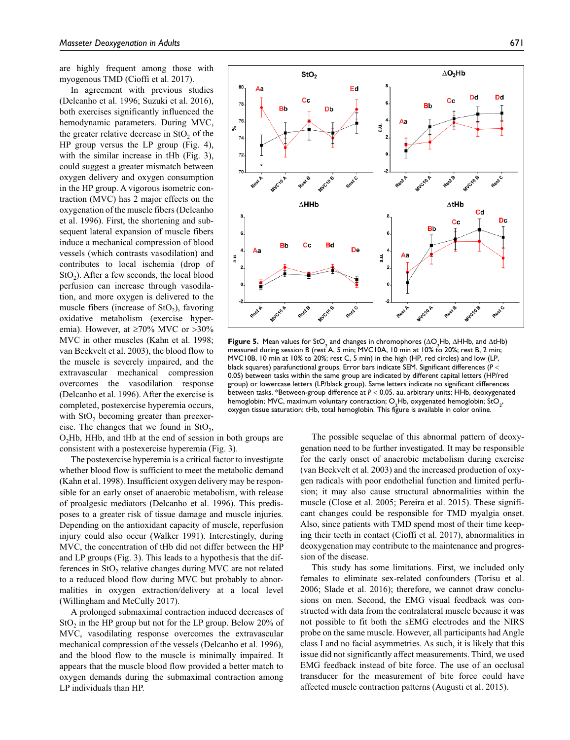are highly frequent among those with myogenous TMD (Cioffi et al. 2017).

In agreement with previous studies (Delcanho et al. 1996; Suzuki et al. 2016), both exercises significantly influenced the hemodynamic parameters. During MVC, the greater relative decrease in $StO_2$ of the HP group versus the LP group (Fig. 4), with the similar increase in tHb (Fig. 3), could suggest a greater mismatch between oxygen delivery and oxygen consumption in the HP group. A vigorous isometric contraction (MVC) has 2 major effects on the oxygenation of the muscle fibers (Delcanho et al. 1996). First, the shortening and subsequent lateral expansion of muscle fibers induce a mechanical compression of blood vessels (which contrasts vasodilation) and contributes to local ischemia (drop of $StO_2$). After a few seconds, the local blood perfusion can increase through vasodilation, and more oxygen is delivered to the muscle fibers (increase of $StO_2$), favoring oxidative metabolism (exercise hyperemia). However, at ≥70% MVC or >30% MVC in other muscles (Kahn et al. 1998; van Beekvelt et al. 2003), the blood flow to the muscle is severely impaired, and the extravascular mechanical compression overcomes the vasodilation response (Delcanho et al. 1996). After the exercise is completed, postexercise hyperemia occurs, with $StO_2$ becoming greater than preexercise. The changes that we found in $StO_2$, $O_2$Hb, HHb, and tHb at the end of session in both groups are consistent with a postexercise hyperemia (Fig. 3).

The postexercise hyperemia is a critical factor to investigate whether blood flow is sufficient to meet the metabolic demand (Kahn et al. 1998). Insufficient oxygen delivery may be responsible for an early onset of anaerobic metabolism, with release of proalgesic mediators (Delcanho et al. 1996). This predisposes to a greater risk of tissue damage and muscle injuries. Depending on the antioxidant capacity of muscle, reperfusion injury could also occur (Walker 1991). Interestingly, during MVC, the concentration of tHb did not differ between the HP and LP groups (Fig. 3). This leads to a hypothesis that the differences in $StO_2$ relative changes during MVC are not related to a reduced blood flow during MVC but probably to abnormalities in oxygen extraction/delivery at a local level (Willingham and McCully 2017).

A prolonged submaximal contraction induced decreases of $StO_2$ in the HP group but not for the LP group. Below 20% of MVC, vasodilating response overcomes the extravascular mechanical compression of the vessels (Delcanho et al. 1996), and the blood flow to the muscle is minimally impaired. It appears that the muscle blood flow provided a better match to oxygen demands during the submaximal contraction among LP individuals than HP.

**Figure 5.** Mean values for $StO_2$ and changes in chromophores ($\Delta O_2$Hb, ΔHHb, and ΔtHb) measured during session B (rest A, 5 min; MVC10A, 10 min at 10% to 20%; rest B, 2 min; MVC10B, 10 min at 10% to 20%; rest C, 5 min) in the high (HP, red circles) and low (LP, black squares) parafunctional groups. Error bars indicate SEM. Significant differences ($P < 0.05$) between tasks within the same group are indicated by different capital letters (HP/red group) or lowercase letters (LP/black group). Same letters indicate no significant differences between tasks. *Between-group difference at $P < 0.05$. au, arbitrary units; HHb, deoxygenated hemoglobin; MVC, maximum voluntary contraction; $O_2$Hb, oxygenated hemoglobin; $StO_2$, oxygen tissue saturation; tHb, total hemoglobin. This figure is available in color online.

The possible sequelae of this abnormal pattern of deoxygenation need to be further investigated. It may be responsible for the early onset of anaerobic metabolism during exercise (van Beekvelt et al. 2003) and the increased production of oxygen radicals with poor endothelial function and limited perfusion; it may also cause structural abnormalities within the muscle (Close et al. 2005; Pereira et al. 2015). These significant changes could be responsible for TMD myalgia onset. Also, since patients with TMD spend most of their time keeping their teeth in contact (Cioffi et al. 2017), abnormalities in deoxygenation may contribute to the maintenance and progression of the disease.

This study has some limitations. First, we included only females to eliminate sex-related confounders (Torisu et al. 2006; Slade et al. 2016); therefore, we cannot draw conclusions on men. Second, the EMG visual feedback was constructed with data from the contralateral muscle because it was not possible to fit both the sEMG electrodes and the NIRS probe on the same muscle. However, all participants had Angle class I and no facial asymmetries. As such, it is likely that this issue did not significantly affect measurements. Third, we used EMG feedback instead of bite force. The use of an occlusal transducer for the measurement of bite force could have affected muscle contraction patterns (Augusti et al. 2015).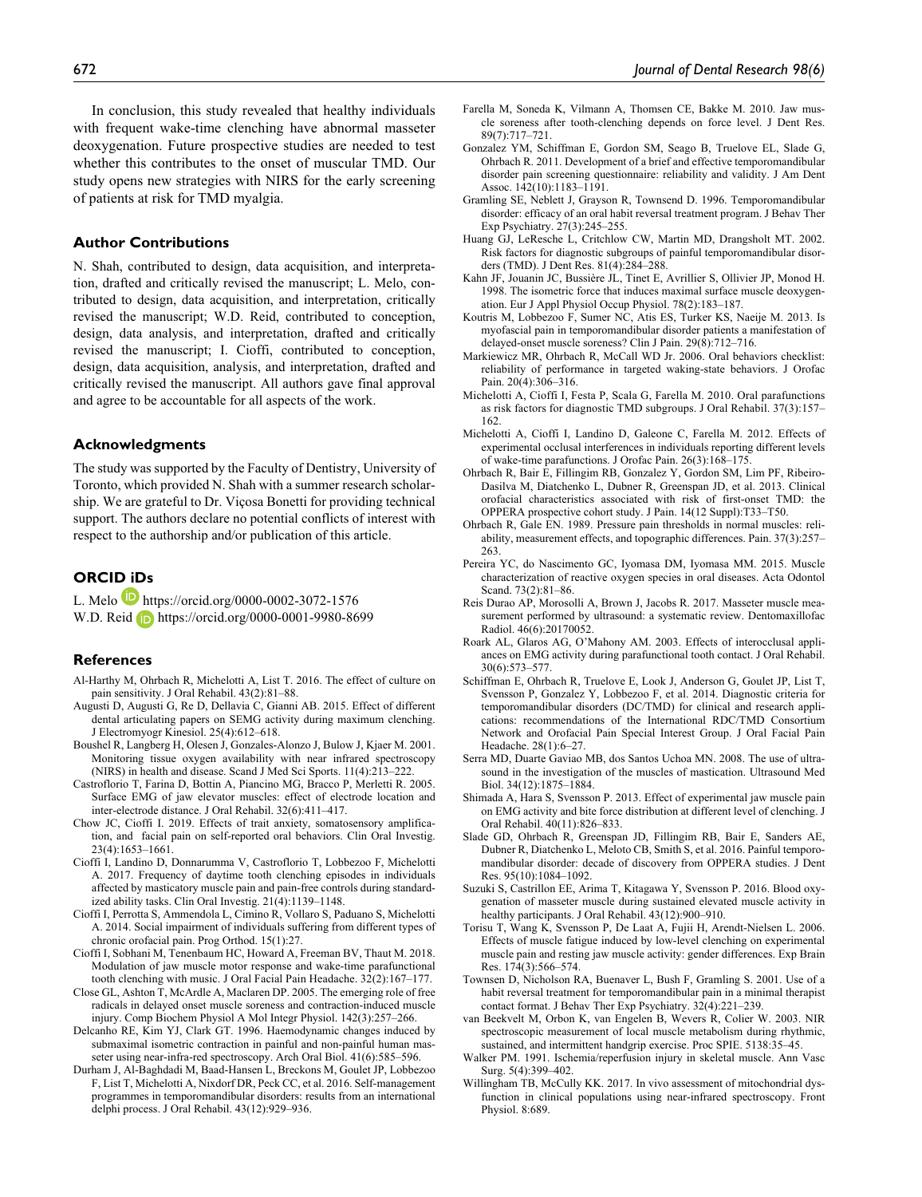In conclusion, this study revealed that healthy individuals with frequent wake-time clenching have abnormal masseter deoxygenation. Future prospective studies are needed to test whether this contributes to the onset of muscular TMD. Our study opens new strategies with NIRS for the early screening of patients at risk for TMD myalgia.

## Author Contributions

N. Shah, contributed to design, data acquisition, and interpretation, drafted and critically revised the manuscript; L. Melo, contributed to design, data acquisition, and interpretation, critically revised the manuscript; W.D. Reid, contributed to conception, design, data analysis, and interpretation, drafted and critically revised the manuscript; I. Cioffi, contributed to conception, design, data acquisition, analysis, and interpretation, drafted and critically revised the manuscript. All authors gave final approval and agree to be accountable for all aspects of the work.

## Acknowledgments

The study was supported by the Faculty of Dentistry, University of Toronto, which provided N. Shah with a summer research scholarship. We are grateful to Dr. Viçosa Bonetti for providing technical support. The authors declare no potential conflicts of interest with respect to the authorship and/or publication of this article.

## ORCID iDs

L. Melo https://orcid.org/0000-0002-3072-1576
W.D. Reid https://orcid.org/0000-0001-9980-8699

## References

Al-Harthy M, Ohrbach R, Michelotti A, List T. 2016. The effect of culture on pain sensitivity. J Oral Rehabil. 43(2):81–88.

Augusti D, Augusti G, Re D, Dellavia C, Gianni AB. 2015. Effect of different dental articulating papers on SEMG activity during maximum clenching. J Electromyogr Kinesiol. 25(4):612–618.

Boushel R, Langberg H, Olesen J, Gonzales-Alonzo J, Bulow J, Kjaer M. 2001. Monitoring tissue oxygen availability with near infrared spectroscopy (NIRS) in health and disease. Scand J Med Sci Sports. 11(4):213–222.

Castroflorio T, Farina D, Bottin A, Piancino MG, Bracco P, Merletti R. 2005. Surface EMG of jaw elevator muscles: effect of electrode location and inter-electrode distance. J Oral Rehabil. 32(6):411–417.

Chow JC, Cioffi I. 2019. Effects of trait anxiety, somatosensory amplification, and facial pain on self-reported oral behaviors. Clin Oral Investig. 23(4):1653–1661.

Cioffi I, Landino D, Donnarumma V, Castroflorio T, Lobbezoo F, Michelotti A. 2017. Frequency of daytime tooth clenching episodes in individuals affected by masticatory muscle pain and pain-free controls during standardized ability tasks. Clin Oral Investig. 21(4):1139–1148.

Cioffi I, Perrotta S, Ammendola L, Cimino R, Vollaro S, Paduano S, Michelotti A. 2014. Social impairment of individuals suffering from different types of chronic orofacial pain. Prog Orthod. 15(1):27.

Cioffi I, Sobhani M, Tenenbaum HC, Howard A, Freeman BV, Thaut M. 2018. Modulation of jaw muscle motor response and wake-time parafunctional tooth clenching with music. J Oral Facial Pain Headache. 32(2):167–177.

Close GL, Ashton T, McArdle A, Maclaren DP. 2005. The emerging role of free radicals in delayed onset muscle soreness and contraction-induced muscle injury. Comp Biochem Physiol A Mol Integr Physiol. 142(3):257–266.

Delcanho RE, Kim YJ, Clark GT. 1996. Haemodynamic changes induced by submaximal isometric contraction in painful and non-painful human masseter using near-infra-red spectroscopy. Arch Oral Biol. 41(6):585–596.

Durham J, Al-Baghdadi M, Baad-Hansen L, Breckons M, Goulet JP, Lobbezoo F, List T, Michelotti A, Nixdorf DR, Peck CC, et al. 2016. Self-management programmes in temporomandibular disorders: results from an international delphi process. J Oral Rehabil. 43(12):929–936.

Farella M, Soneda K, Vilmann A, Thomsen CE, Bakke M. 2010. Jaw muscle soreness after tooth-clenching depends on force level. J Dent Res. 89(7):717–721.

Gonzalez YM, Schiffman E, Gordon SM, Seago B, Truelove EL, Slade G, Ohrbach R. 2011. Development of a brief and effective temporomandibular disorder pain screening questionnaire: reliability and validity. J Am Dent Assoc. 142(10):1183–1191.

Gramling SE, Neblett J, Grayson R, Townsend D. 1996. Temporomandibular disorder: efficacy of an oral habit reversal treatment program. J Behav Ther Exp Psychiatry. 27(3):245–255.

Huang GJ, LeResche L, Critchlow CW, Martin MD, Drangsholt MT. 2002. Risk factors for diagnostic subgroups of painful temporomandibular disorders (TMD). J Dent Res. 81(4):284–288.

Kahn JF, Jouanin JC, Bussière JL, Tinet E, Avrillier S, Ollivier JP, Monod H. 1998. The isometric force that induces maximal surface muscle deoxygenation. Eur J Appl Physiol Occup Physiol. 78(2):183–187.

Koutris M, Lobbezoo F, Sumer NC, Atis ES, Turker KS, Naeije M. 2013. Is myofascial pain in temporomandibular disorder patients a manifestation of delayed-onset muscle soreness? Clin J Pain. 29(8):712–716.

Markiewicz MR, Ohrbach R, McCall WD Jr. 2006. Oral behaviors checklist: reliability of performance in targeted waking-state behaviors. J Orofac Pain. 20(4):306–316.

Michelotti A, Cioffi I, Festa P, Scala G, Farella M. 2010. Oral parafunctions as risk factors for diagnostic TMD subgroups. J Oral Rehabil. 37(3):157–162.

Michelotti A, Cioffi I, Landino D, Galeone C, Farella M. 2012. Effects of experimental occlusal interferences in individuals reporting different levels of wake-time parafunctions. J Orofac Pain. 26(3):168–175.

Ohrbach R, Bair E, Fillingim RB, Gonzalez Y, Gordon SM, Lim PF, Ribeiro-Dasilva M, Diatchenko L, Dubner R, Greenspan JD, et al. 2013. Clinical orofacial characteristics associated with risk of first-onset TMD: the OPPERA prospective cohort study. J Pain. 14(12 Suppl):T33–T50.

Ohrbach R, Gale EN. 1989. Pressure pain thresholds in normal muscles: reliability, measurement effects, and topographic differences. Pain. 37(3):257–263.

Pereira YC, do Nascimento GC, Iyomasa DM, Iyomasa MM. 2015. Muscle characterization of reactive oxygen species in oral diseases. Acta Odontol Scand. 73(2):81–86.

Reis Durao AP, Morosolli A, Brown J, Jacobs R. 2017. Masseter muscle measurement performed by ultrasound: a systematic review. Dentomaxillofac Radiol. 46(6):20170052.

Roark AL, Glaros AG, O'Mahony AM. 2003. Effects of interocclusal appliances on EMG activity during parafunctional tooth contact. J Oral Rehabil. 30(6):573–577.

Schiffman E, Ohrbach R, Truelove E, Look J, Anderson G, Goulet JP, List T, Svensson P, Gonzalez Y, Lobbezoo F, et al. 2014. Diagnostic criteria for temporomandibular disorders (DC/TMD) for clinical and research applications: recommendations of the International RDC/TMD Consortium Network and Orofacial Pain Special Interest Group. J Oral Facial Pain Headache. 28(1):6–27.

Serra MD, Duarte Gaviao MB, dos Santos Uchoa MN. 2008. The use of ultrasound in the investigation of the muscles of mastication. Ultrasound Med Biol. 34(12):1875–1884.

Shimada A, Hara S, Svensson P. 2013. Effect of experimental jaw muscle pain on EMG activity and bite force distribution at different level of clenching. J Oral Rehabil. 40(11):826–833.

Slade GD, Ohrbach R, Greenspan JD, Fillingim RB, Bair E, Sanders AE, Dubner R, Diatchenko L, Meloto CB, Smith S, et al. 2016. Painful temporomandibular disorder: decade of discovery from OPPERA studies. J Dent Res. 95(10):1084–1092.

Suzuki S, Castrillon EE, Arima T, Kitagawa Y, Svensson P. 2016. Blood oxygenation of masseter muscle during sustained elevated muscle activity in healthy participants. J Oral Rehabil. 43(12):900–910.

Torisu T, Wang K, Svensson P, De Laat A, Fujii H, Arendt-Nielsen L. 2006. Effects of muscle fatigue induced by low-level clenching on experimental muscle pain and resting jaw muscle activity: gender differences. Exp Brain Res. 174(3):566–574.

Townsen D, Nicholson RA, Buenaver L, Bush F, Gramling S. 2001. Use of a habit reversal treatment for temporomandibular pain in a minimal therapist contact format. J Behav Ther Exp Psychiatry. 32(4):221–239.

van Beekvelt M, Orbon K, van Engelen B, Wevers R, Colier W. 2003. NIR spectroscopic measurement of local muscle metabolism during rhythmic, sustained, and intermittent handgrip exercise. Proc SPIE. 5138:35–45.

Walker PM. 1991. Ischemia/reperfusion injury in skeletal muscle. Ann Vasc Surg. 5(4):399–402.

Willingham TB, McCully KK. 2017. In vivo assessment of mitochondrial dysfunction in clinical populations using near-infrared spectroscopy. Front Physiol. 8:689.